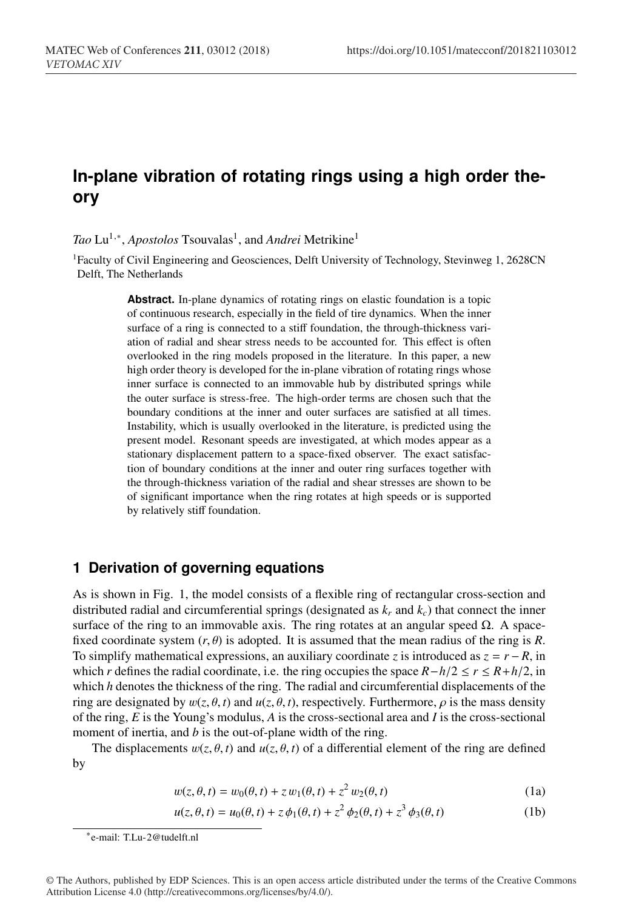# In-plane vibration of rotating rings using a high order theory

*Tao* Lu[1,*], *Apostolos* Tsouvalas[1], and *Andrei* Metrikine[1]

[1]Faculty of Civil Engineering and Geosciences, Delft University of Technology, Stevinweg 1, 2628CN Delft, The Netherlands

**Abstract.** In-plane dynamics of rotating rings on elastic foundation is a topic of continuous research, especially in the field of tire dynamics. When the inner surface of a ring is connected to a stiff foundation, the through-thickness variation of radial and shear stress needs to be accounted for. This effect is often overlooked in the ring models proposed in the literature. In this paper, a new high order theory is developed for the in-plane vibration of rotating rings whose inner surface is connected to an immovable hub by distributed springs while the outer surface is stress-free. The high-order terms are chosen such that the boundary conditions at the inner and outer surfaces are satisfied at all times. Instability, which is usually overlooked in the literature, is predicted using the present model. Resonant speeds are investigated, at which modes appear as a stationary displacement pattern to a space-fixed observer. The exact satisfaction of boundary conditions at the inner and outer ring surfaces together with the through-thickness variation of the radial and shear stresses are shown to be of significant importance when the ring rotates at high speeds or is supported by relatively stiff foundation.

## 1 Derivation of governing equations

As is shown in Fig. 1, the model consists of a flexible ring of rectangular cross-section and distributed radial and circumferential springs (designated as $k_r$ and $k_c$) that connect the inner surface of the ring to an immovable axis. The ring rotates at an angular speed $\Omega$. A space-fixed coordinate system $(r, \theta)$ is adopted. It is assumed that the mean radius of the ring is $R$. To simplify mathematical expressions, an auxiliary coordinate $z$ is introduced as $z = r - R$, in which $r$ defines the radial coordinate, i.e. the ring occupies the space $R - h/2 \leq r \leq R + h/2$, in which $h$ denotes the thickness of the ring. The radial and circumferential displacements of the ring are designated by $w(z, \theta, t)$ and $u(z, \theta, t)$, respectively. Furthermore, $\rho$ is the mass density of the ring, $E$ is the Young's modulus, $A$ is the cross-sectional area and $I$ is the cross-sectional moment of inertia, and $b$ is the out-of-plane width of the ring.

The displacements $w(z, \theta, t)$ and $u(z, \theta, t)$ of a differential element of the ring are defined by

$$w(z, \theta, t) = w_0(\theta, t) + z\, w_1(\theta, t) + z^2\, w_2(\theta, t) \tag{1a}$$

$$u(z, \theta, t) = u_0(\theta, t) + z\, \phi_1(\theta, t) + z^2\, \phi_2(\theta, t) + z^3\, \phi_3(\theta, t) \tag{1b}$$

---

*e-mail: T.Lu-2@tudelft.nl

© The Authors, published by EDP Sciences. This is an open access article distributed under the terms of the Creative Commons Attribution License 4.0 (http://creativecommons.org/licenses/by/4.0/).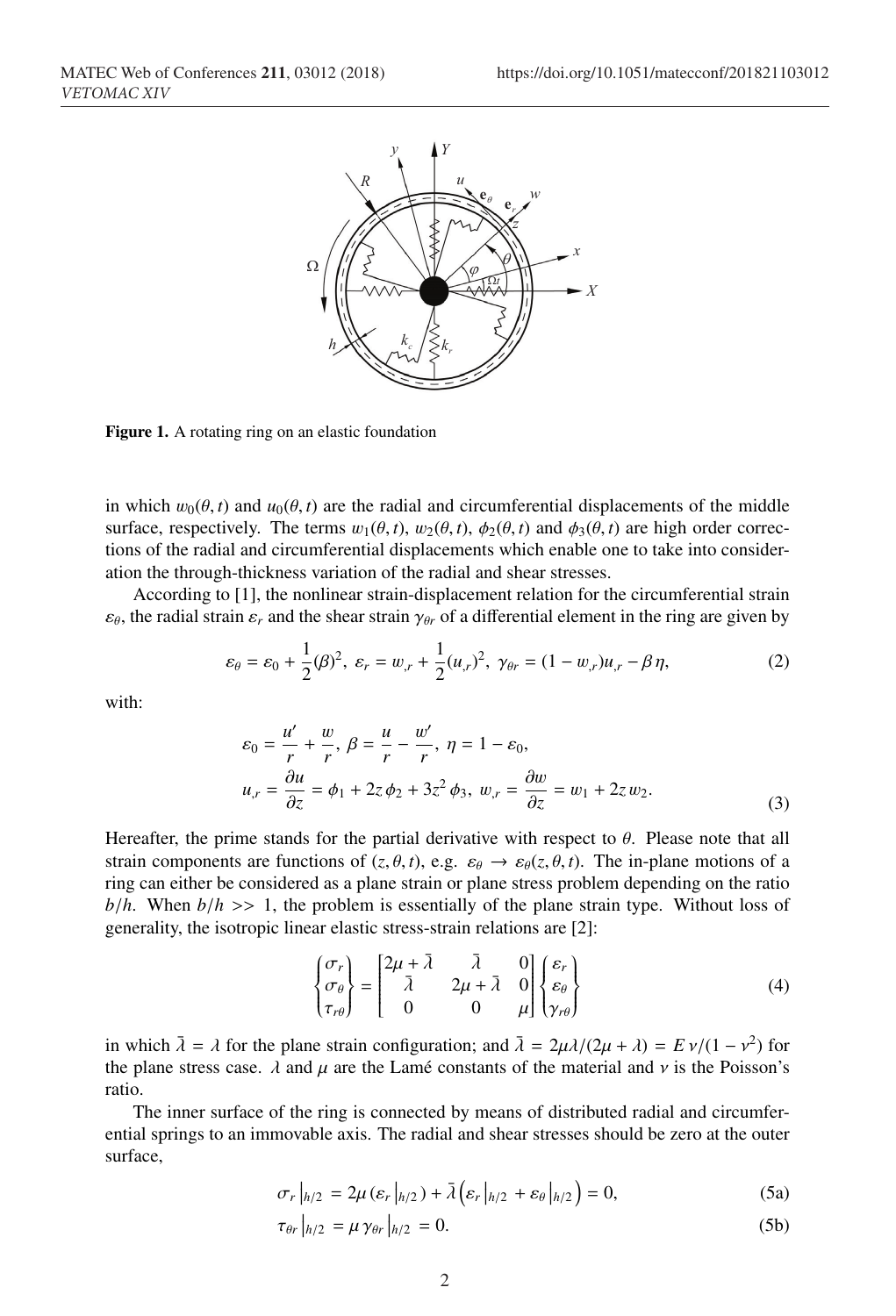Figure 1. A rotating ring on an elastic foundation

in which $w_0(\theta, t)$ and $u_0(\theta, t)$ are the radial and circumferential displacements of the middle surface, respectively. The terms $w_1(\theta, t)$, $w_2(\theta, t)$, $\phi_2(\theta, t)$ and $\phi_3(\theta, t)$ are high order corrections of the radial and circumferential displacements which enable one to take into consideration the through-thickness variation of the radial and shear stresses.

According to [1], the nonlinear strain-displacement relation for the circumferential strain $\varepsilon_\theta$, the radial strain $\varepsilon_r$ and the shear strain $\gamma_{\theta r}$ of a differential element in the ring are given by

$$\varepsilon_\theta = \varepsilon_0 + \frac{1}{2}(\beta)^2,\ \varepsilon_r = w_{,r} + \frac{1}{2}(u_{,r})^2,\ \gamma_{\theta r} = (1 - w_{,r})u_{,r} - \beta\,\eta, \tag{2}$$

with:

$$\begin{aligned} &\varepsilon_0 = \frac{u'}{r} + \frac{w}{r},\ \beta = \frac{u}{r} - \frac{w'}{r},\ \eta = 1 - \varepsilon_0, \\ &u_{,r} = \frac{\partial u}{\partial z} = \phi_1 + 2z\,\phi_2 + 3z^2\,\phi_3,\ w_{,r} = \frac{\partial w}{\partial z} = w_1 + 2z\,w_2. \end{aligned} \tag{3}$$

Hereafter, the prime stands for the partial derivative with respect to $\theta$. Please note that all strain components are functions of $(z, \theta, t)$, e.g. $\varepsilon_\theta \rightarrow \varepsilon_\theta(z, \theta, t)$. The in-plane motions of a ring can either be considered as a plane strain or plane stress problem depending on the ratio $b/h$. When $b/h >> 1$, the problem is essentially of the plane strain type. Without loss of generality, the isotropic linear elastic stress-strain relations are [2]:

$$\begin{Bmatrix} \sigma_r \\ \sigma_\theta \\ \tau_{r\theta} \end{Bmatrix} = \begin{bmatrix} 2\mu + \bar{\lambda} & \bar{\lambda} & 0 \\ \bar{\lambda} & 2\mu + \bar{\lambda} & 0 \\ 0 & 0 & \mu \end{bmatrix} \begin{Bmatrix} \varepsilon_r \\ \varepsilon_\theta \\ \gamma_{r\theta} \end{Bmatrix} \tag{4}$$

in which $\bar{\lambda} = \lambda$ for the plane strain configuration; and $\bar{\lambda} = 2\mu\lambda/(2\mu + \lambda) = E\,\nu/(1 - \nu^2)$ for the plane stress case. $\lambda$ and $\mu$ are the Lamé constants of the material and $\nu$ is the Poisson's ratio.

The inner surface of the ring is connected by means of distributed radial and circumferential springs to an immovable axis. The radial and shear stresses should be zero at the outer surface,

$$\sigma_r\big|_{h/2} = 2\mu\left(\varepsilon_r\big|_{h/2}\right) + \bar{\lambda}\left(\varepsilon_r\big|_{h/2} + \varepsilon_\theta\big|_{h/2}\right) = 0, \tag{5a}$$

$$\tau_{\theta r}\big|_{h/2} = \mu\,\gamma_{\theta r}\big|_{h/2} = 0. \tag{5b}$$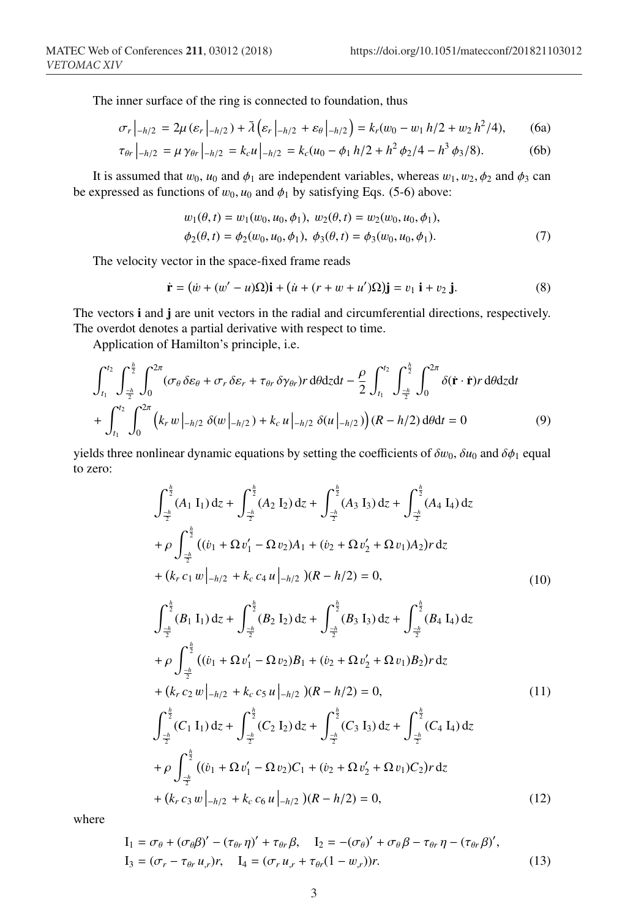The inner surface of the ring is connected to foundation, thus

$$\sigma_r\big|_{-h/2} = 2\mu\,(\varepsilon_r\big|_{-h/2}) + \bar{\lambda}\left(\varepsilon_r\big|_{-h/2} + \varepsilon_\theta\big|_{-h/2}\right) = k_r(w_0 - w_1\,h/2 + w_2\,h^2/4), \tag{6a}$$

$$\tau_{\theta r}\big|_{-h/2} = \mu\,\gamma_{\theta r}\big|_{-h/2} = k_c u\big|_{-h/2} = k_c(u_0 - \phi_1\,h/2 + h^2\,\phi_2/4 - h^3\,\phi_3/8). \tag{6b}$$

It is assumed that $w_0$, $u_0$ and $\phi_1$ are independent variables, whereas $w_1, w_2, \phi_2$ and $\phi_3$ can be expressed as functions of $w_0, u_0$ and $\phi_1$ by satisfying Eqs. (5-6) above:

$$\begin{aligned} &w_1(\theta,t) = w_1(w_0,u_0,\phi_1),\ w_2(\theta,t) = w_2(w_0,u_0,\phi_1),\\ &\phi_2(\theta,t) = \phi_2(w_0,u_0,\phi_1),\ \phi_3(\theta,t) = \phi_3(w_0,u_0,\phi_1). \end{aligned} \tag{7}$$

The velocity vector in the space-fixed frame reads

$$\dot{\mathbf{r}} = (\dot{w} + (w' - u)\Omega)\mathbf{i} + (\dot{u} + (r + w + u')\Omega)\mathbf{j} = v_1\,\mathbf{i} + v_2\,\mathbf{j}. \tag{8}$$

The vectors **i** and **j** are unit vectors in the radial and circumferential directions, respectively. The overdot denotes a partial derivative with respect to time.

Application of Hamilton's principle, i.e.

$$\begin{aligned} &\int_{t_1}^{t_2}\int_{\frac{-h}{2}}^{\frac{h}{2}}\int_0^{2\pi}(\sigma_\theta\,\delta\varepsilon_\theta + \sigma_r\,\delta\varepsilon_r + \tau_{\theta r}\,\delta\gamma_{\theta r})r\,\mathrm{d}\theta\mathrm{d}z\mathrm{d}t - \frac{\rho}{2}\int_{t_1}^{t_2}\int_{\frac{-h}{2}}^{\frac{h}{2}}\int_0^{2\pi}\delta(\dot{\mathbf{r}}\cdot\dot{\mathbf{r}})r\,\mathrm{d}\theta\mathrm{d}z\mathrm{d}t\\ &+\int_{t_1}^{t_2}\int_0^{2\pi}\left(k_r\,w\big|_{-h/2}\,\delta(w\big|_{-h/2}) + k_c\,u\big|_{-h/2}\,\delta(u\big|_{-h/2})\right)(R - h/2)\,\mathrm{d}\theta\mathrm{d}t = 0 \end{aligned} \tag{9}$$

yields three nonlinear dynamic equations by setting the coefficients of $\delta w_0$, $\delta u_0$ and $\delta\phi_1$ equal to zero:

$$\begin{aligned} &\int_{\frac{-h}{2}}^{\frac{h}{2}}(A_1\,\mathrm{I}_1)\,\mathrm{d}z + \int_{\frac{-h}{2}}^{\frac{h}{2}}(A_2\,\mathrm{I}_2)\,\mathrm{d}z + \int_{\frac{-h}{2}}^{\frac{h}{2}}(A_3\,\mathrm{I}_3)\,\mathrm{d}z + \int_{\frac{-h}{2}}^{\frac{h}{2}}(A_4\,\mathrm{I}_4)\,\mathrm{d}z\\ &+\rho\int_{\frac{-h}{2}}^{\frac{h}{2}}((\dot{v}_1 + \Omega\,v_1' - \Omega\,v_2)A_1 + (\dot{v}_2 + \Omega\,v_2' + \Omega\,v_1)A_2)r\,\mathrm{d}z\\ &+(k_r\,c_1\,w\big|_{-h/2} + k_c\,c_4\,u\big|_{-h/2})(R - h/2) = 0, \end{aligned} \tag{10}$$

$$\begin{aligned} &\int_{\frac{-h}{2}}^{\frac{h}{2}}(B_1\,\mathrm{I}_1)\,\mathrm{d}z + \int_{\frac{-h}{2}}^{\frac{h}{2}}(B_2\,\mathrm{I}_2)\,\mathrm{d}z + \int_{\frac{-h}{2}}^{\frac{h}{2}}(B_3\,\mathrm{I}_3)\,\mathrm{d}z + \int_{\frac{-h}{2}}^{\frac{h}{2}}(B_4\,\mathrm{I}_4)\,\mathrm{d}z\\ &+\rho\int_{\frac{-h}{2}}^{\frac{h}{2}}((\dot{v}_1 + \Omega\,v_1' - \Omega\,v_2)B_1 + (\dot{v}_2 + \Omega\,v_2' + \Omega\,v_1)B_2)r\,\mathrm{d}z\\ &+(k_r\,c_2\,w\big|_{-h/2} + k_c\,c_5\,u\big|_{-h/2})(R - h/2) = 0, \end{aligned} \tag{11}$$

$$\begin{aligned} &\int_{\frac{-h}{2}}^{\frac{h}{2}}(C_1\,\mathrm{I}_1)\,\mathrm{d}z + \int_{\frac{-h}{2}}^{\frac{h}{2}}(C_2\,\mathrm{I}_2)\,\mathrm{d}z + \int_{\frac{-h}{2}}^{\frac{h}{2}}(C_3\,\mathrm{I}_3)\,\mathrm{d}z + \int_{\frac{-h}{2}}^{\frac{h}{2}}(C_4\,\mathrm{I}_4)\,\mathrm{d}z\\ &+\rho\int_{\frac{-h}{2}}^{\frac{h}{2}}((\dot{v}_1 + \Omega\,v_1' - \Omega\,v_2)C_1 + (\dot{v}_2 + \Omega\,v_2' + \Omega\,v_1)C_2)r\,\mathrm{d}z\\ &+(k_r\,c_3\,w\big|_{-h/2} + k_c\,c_6\,u\big|_{-h/2})(R - h/2) = 0, \end{aligned} \tag{12}$$

where

$$\begin{aligned} &\mathrm{I}_1 = \sigma_\theta + (\sigma_\theta\beta)' - (\tau_{\theta r}\,\eta)' + \tau_{\theta r}\,\beta,\quad \mathrm{I}_2 = -(\sigma_\theta)' + \sigma_\theta\,\beta - \tau_{\theta r}\,\eta - (\tau_{\theta r}\,\beta)',\\ &\mathrm{I}_3 = (\sigma_r - \tau_{\theta r}\,u_{,r})r,\quad \mathrm{I}_4 = (\sigma_r\,u_{,r} + \tau_{\theta r}(1 - w_{,r}))r. \end{aligned} \tag{13}$$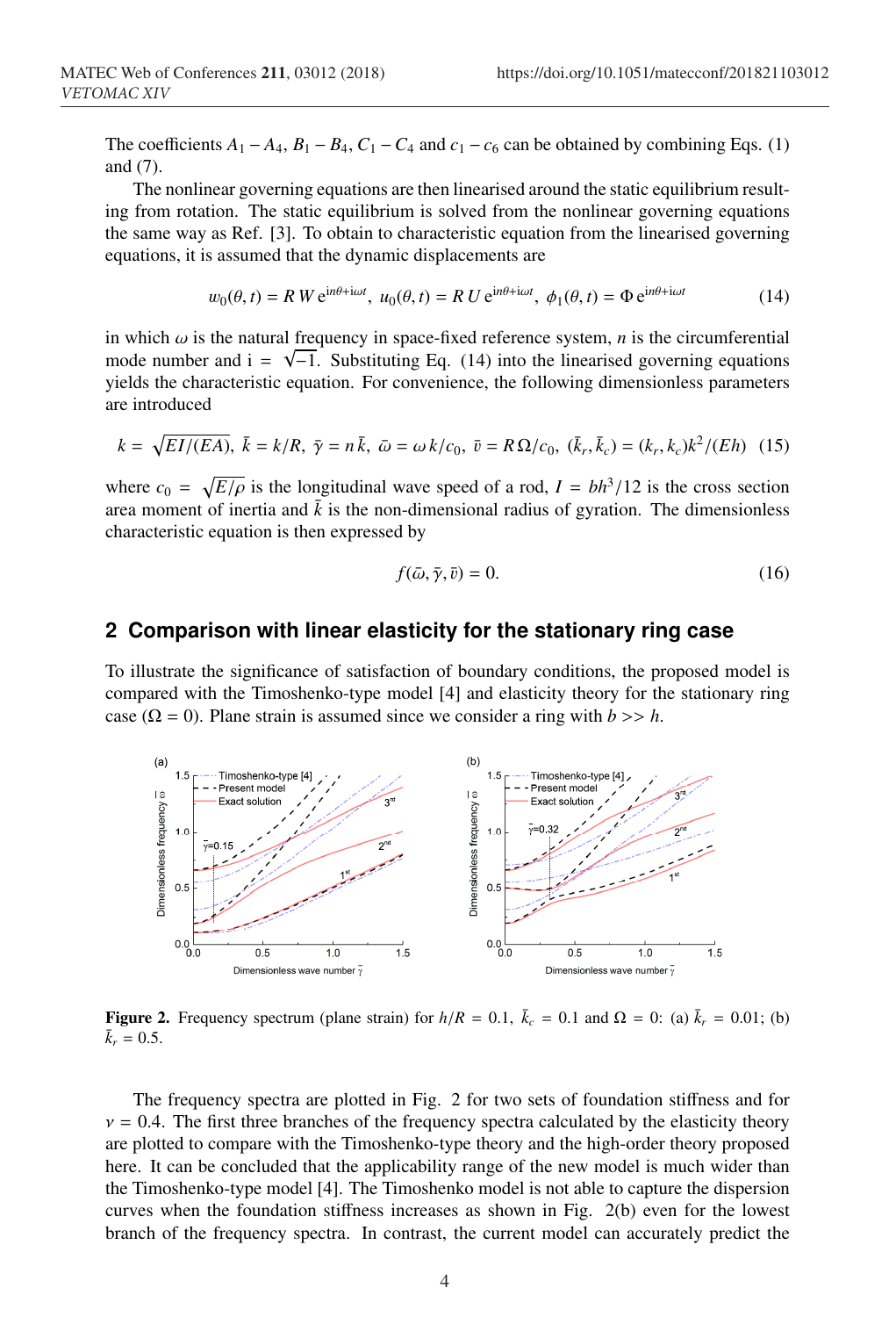The coefficients $A_1 - A_4$, $B_1 - B_4$, $C_1 - C_4$ and $c_1 - c_6$ can be obtained by combining Eqs. (1) and (7).

The nonlinear governing equations are then linearised around the static equilibrium resulting from rotation. The static equilibrium is solved from the nonlinear governing equations the same way as Ref. [3]. To obtain to characteristic equation from the linearised governing equations, it is assumed that the dynamic displacements are

$$w_0(\theta, t) = R\,W\,\mathrm{e}^{\mathrm{i}n\theta + \mathrm{i}\omega t},\ u_0(\theta, t) = R\,U\,\mathrm{e}^{\mathrm{i}n\theta + \mathrm{i}\omega t},\ \phi_1(\theta, t) = \Phi\,\mathrm{e}^{\mathrm{i}n\theta + \mathrm{i}\omega t} \tag{14}$$

in which $\omega$ is the natural frequency in space-fixed reference system, $n$ is the circumferential mode number and $\mathrm{i} = \sqrt{-1}$. Substituting Eq. (14) into the linearised governing equations yields the characteristic equation. For convenience, the following dimensionless parameters are introduced

$$k = \sqrt{EI/(EA)},\ \bar{k} = k/R,\ \bar{\gamma} = n\,\bar{k},\ \bar{\omega} = \omega\,k/c_0,\ \bar{\upsilon} = R\,\Omega/c_0,\ (\bar{k}_r, \bar{k}_c) = (k_r, k_c)k^2/(Eh) \tag{15}$$

where $c_0 = \sqrt{E/\rho}$ is the longitudinal wave speed of a rod, $I = bh^3/12$ is the cross section area moment of inertia and $\bar{k}$ is the non-dimensional radius of gyration. The dimensionless characteristic equation is then expressed by

$$f(\bar{\omega}, \bar{\gamma}, \bar{\upsilon}) = 0. \tag{16}$$

## 2 Comparison with linear elasticity for the stationary ring case

To illustrate the significance of satisfaction of boundary conditions, the proposed model is compared with the Timoshenko-type model [4] and elasticity theory for the stationary ring case ($\Omega = 0$). Plane strain is assumed since we consider a ring with $b >> h$.

**Figure 2.** Frequency spectrum (plane strain) for $h/R = 0.1$, $\bar{k}_c = 0.1$ and $\Omega = 0$: (a) $\bar{k}_r = 0.01$; (b) $\bar{k}_r = 0.5$.

The frequency spectra are plotted in Fig. 2 for two sets of foundation stiffness and for $\nu = 0.4$. The first three branches of the frequency spectra calculated by the elasticity theory are plotted to compare with the Timoshenko-type theory and the high-order theory proposed here. It can be concluded that the applicability range of the new model is much wider than the Timoshenko-type model [4]. The Timoshenko model is not able to capture the dispersion curves when the foundation stiffness increases as shown in Fig. 2(b) even for the lowest branch of the frequency spectra. In contrast, the current model can accurately predict the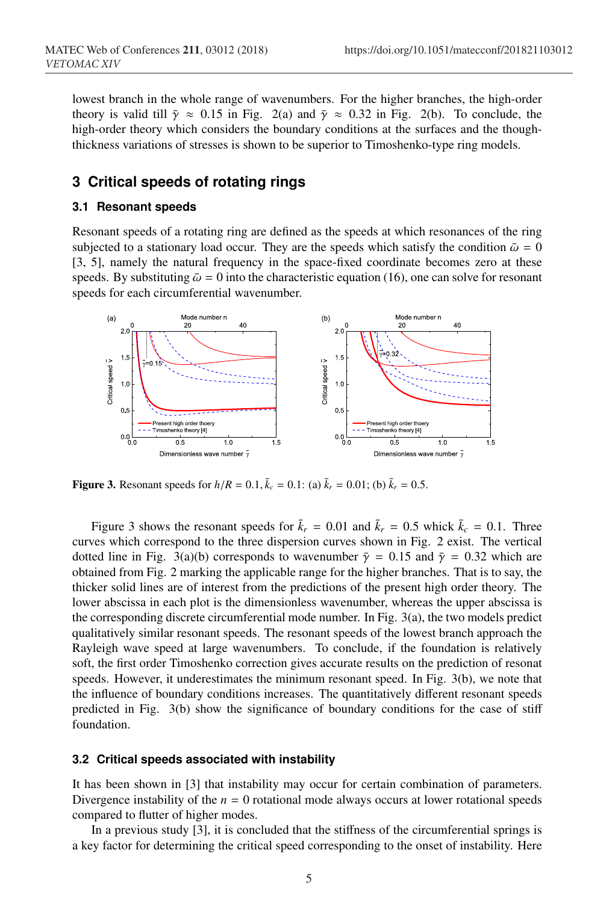lowest branch in the whole range of wavenumbers. For the higher branches, the high-order theory is valid till $\bar{\gamma} \approx 0.15$ in Fig. 2(a) and $\bar{\gamma} \approx 0.32$ in Fig. 2(b). To conclude, the high-order theory which considers the boundary conditions at the surfaces and the though-thickness variations of stresses is shown to be superior to Timoshenko-type ring models.

## 3 Critical speeds of rotating rings

### 3.1 Resonant speeds

Resonant speeds of a rotating ring are defined as the speeds at which resonances of the ring subjected to a stationary load occur. They are the speeds which satisfy the condition $\bar{\omega} = 0$ [3, 5], namely the natural frequency in the space-fixed coordinate becomes zero at these speeds. By substituting $\bar{\omega} = 0$ into the characteristic equation (16), one can solve for resonant speeds for each circumferential wavenumber.

(a)
Mode number n
0
20
40
2.0
1.5
1.0
0.5
0.0
Critical speed $\bar{v}$
$\bar{\gamma}$=0.15
Present high order thoery
Timoshenko theory [4]
0.0
0.5
1.0
1.5
Dimensionless wave number $\bar{\gamma}$

(b)
Mode number n
0
20
40
2.0
1.5
1.0
0.5
0.0
Critical speed $\bar{v}$
$\bar{\gamma}$=0.32
Present high order thoery
Timoshenko theory [4]
0.0
0.5
1.0
1.5
Dimensionless wave number $\bar{\gamma}$

**Figure 3.** Resonant speeds for $h/R = 0.1, \bar{k}_c = 0.1$: (a) $\bar{k}_r = 0.01$; (b) $\bar{k}_r = 0.5$.

Figure 3 shows the resonant speeds for $\bar{k}_r = 0.01$ and $\bar{k}_r = 0.5$ which $\bar{k}_c = 0.1$. Three curves which correspond to the three dispersion curves shown in Fig. 2 exist. The vertical dotted line in Fig. 3(a)(b) corresponds to wavenumber $\bar{\gamma} = 0.15$ and $\bar{\gamma} = 0.32$ which are obtained from Fig. 2 marking the applicable range for the higher branches. That is to say, the thicker solid lines are of interest from the predictions of the present high order theory. The lower abscissa in each plot is the dimensionless wavenumber, whereas the upper abscissa is the corresponding discrete circumferential mode number. In Fig. 3(a), the two models predict qualitatively similar resonant speeds. The resonant speeds of the lowest branch approach the Rayleigh wave speed at large wavenumbers. To conclude, if the foundation is relatively soft, the first order Timoshenko correction gives accurate results on the prediction of resonat speeds. However, it underestimates the minimum resonant speed. In Fig. 3(b), we note that the influence of boundary conditions increases. The quantitatively different resonant speeds predicted in Fig. 3(b) show the significance of boundary conditions for the case of stiff foundation.

### 3.2 Critical speeds associated with instability

It has been shown in [3] that instability may occur for certain combination of parameters. Divergence instability of the $n = 0$ rotational mode always occurs at lower rotational speeds compared to flutter of higher modes.

In a previous study [3], it is concluded that the stiffness of the circumferential springs is a key factor for determining the critical speed corresponding to the onset of instability. Here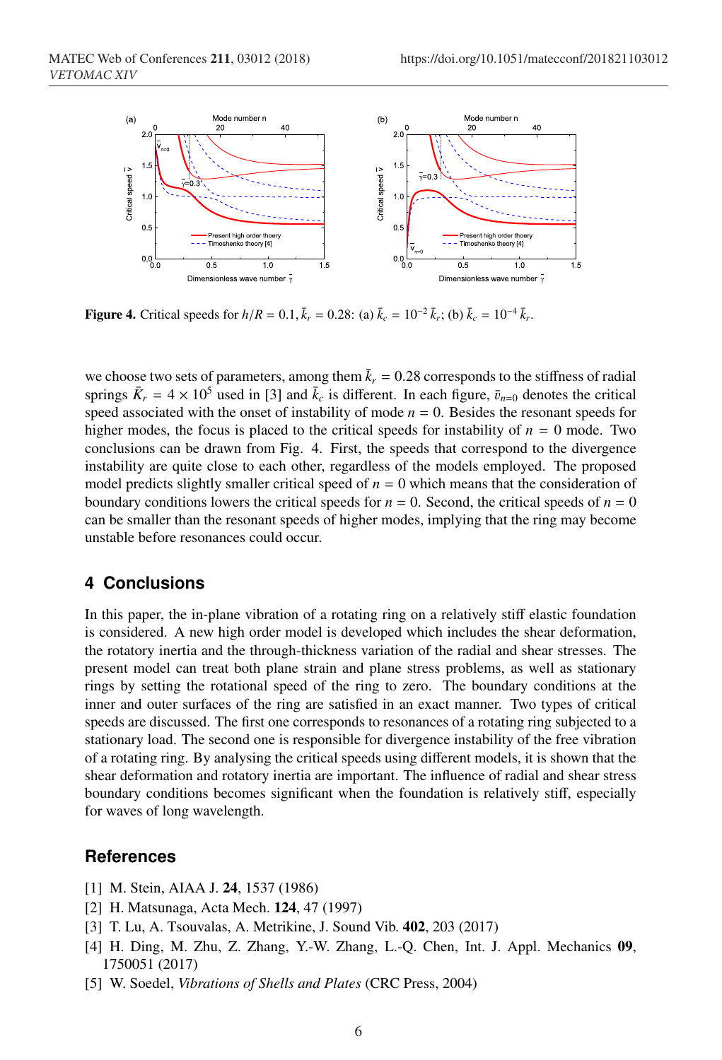(a)

Mode number n

0 20 40

2.0

1.5

1.0

0.5

0.0

0.0 0.5 1.0 1.5

$\bar{v}_{n=0}$

$\bar{\gamma}$=0.3

Critical speed $\bar{v}$

Dimensionless wave number $\bar{\gamma}$

Present high order thoery

Timoshenko theory [4]

(b)

Mode number n

0 20 40

2.0

1.5

1.0

0.5

0.0

0.0 0.5 1.0 1.5

$\bar{\gamma}$=0.3

$\bar{v}_{n=0}$

Critical speed $\bar{v}$

Dimensionless wave number $\bar{\gamma}$

Present high order thoery

Timoshenko theory [4]

**Figure 4.** Critical speeds for $h/R = 0.1$, $\bar{k}_r = 0.28$: (a) $\bar{k}_c = 10^{-2}\,\bar{k}_r$; (b) $\bar{k}_c = 10^{-4}\,\bar{k}_r$.

we choose two sets of parameters, among them $\bar{k}_r = 0.28$ corresponds to the stiffness of radial springs $\bar{K}_r = 4 \times 10^5$ used in [3] and $\bar{k}_c$ is different. In each figure, $\bar{v}_{n=0}$ denotes the critical speed associated with the onset of instability of mode $n = 0$. Besides the resonant speeds for higher modes, the focus is placed to the critical speeds for instability of $n = 0$ mode. Two conclusions can be drawn from Fig. 4. First, the speeds that correspond to the divergence instability are quite close to each other, regardless of the models employed. The proposed model predicts slightly smaller critical speed of $n = 0$ which means that the consideration of boundary conditions lowers the critical speeds for $n = 0$. Second, the critical speeds of $n = 0$ can be smaller than the resonant speeds of higher modes, implying that the ring may become unstable before resonances could occur.

## 4 Conclusions

In this paper, the in-plane vibration of a rotating ring on a relatively stiff elastic foundation is considered. A new high order model is developed which includes the shear deformation, the rotatory inertia and the through-thickness variation of the radial and shear stresses. The present model can treat both plane strain and plane stress problems, as well as stationary rings by setting the rotational speed of the ring to zero. The boundary conditions at the inner and outer surfaces of the ring are satisfied in an exact manner. Two types of critical speeds are discussed. The first one corresponds to resonances of a rotating ring subjected to a stationary load. The second one is responsible for divergence instability of the free vibration of a rotating ring. By analysing the critical speeds using different models, it is shown that the shear deformation and rotatory inertia are important. The influence of radial and shear stress boundary conditions becomes significant when the foundation is relatively stiff, especially for waves of long wavelength.

## References

[1] M. Stein, AIAA J. **24**, 1537 (1986)

[2] H. Matsunaga, Acta Mech. **124**, 47 (1997)

[3] T. Lu, A. Tsouvalas, A. Metrikine, J. Sound Vib. **402**, 203 (2017)

[4] H. Ding, M. Zhu, Z. Zhang, Y.-W. Zhang, L.-Q. Chen, Int. J. Appl. Mechanics **09**, 1750051 (2017)

[5] W. Soedel, *Vibrations of Shells and Plates* (CRC Press, 2004)